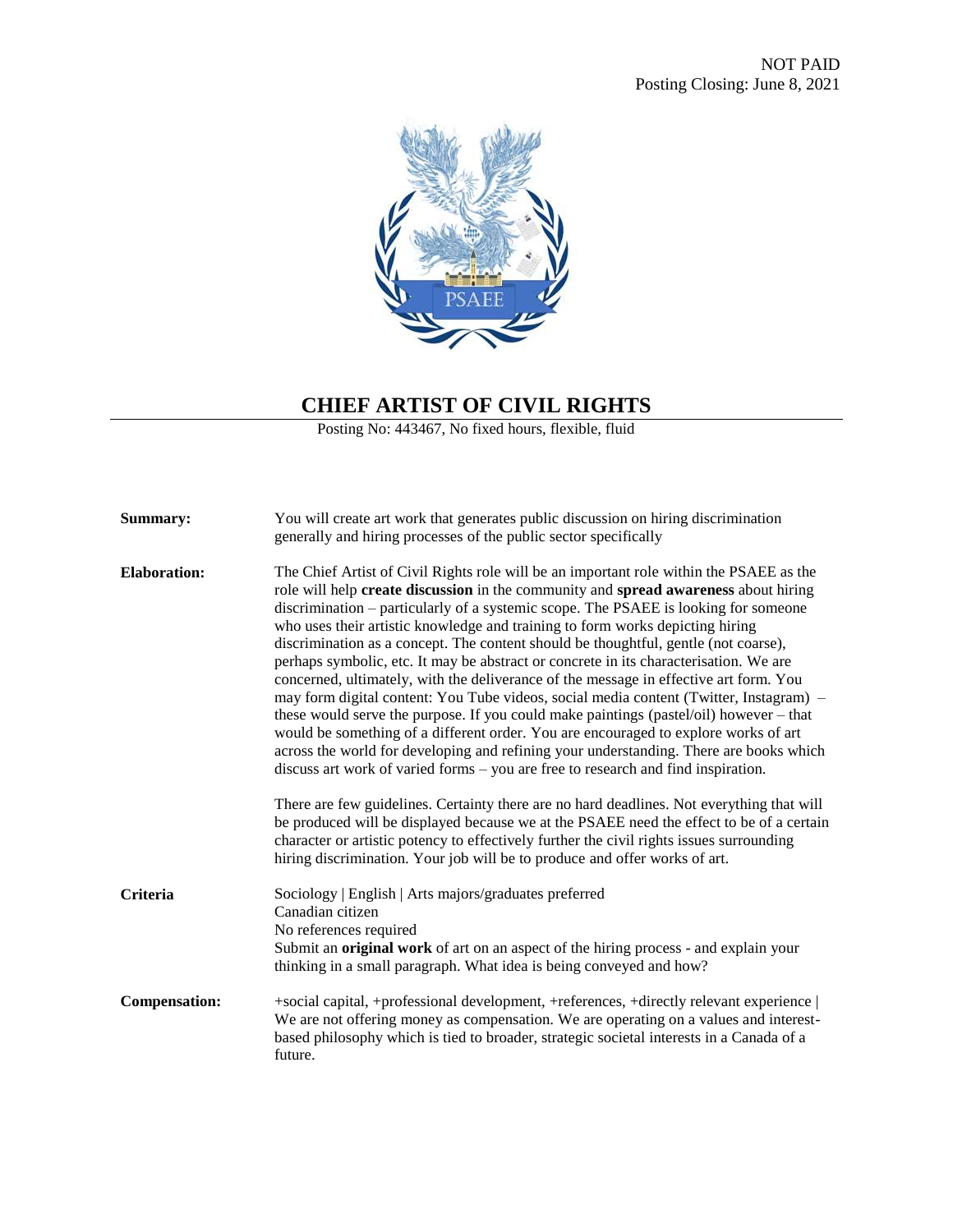NOT PAID
Posting Closing: June 8, 2021

PSAEE

# CHIEF ARTIST OF CIVIL RIGHTS

Posting No: 443467, No fixed hours, flexible, fluid

**Summary:** You will create art work that generates public discussion on hiring discrimination generally and hiring processes of the public sector specifically

**Elaboration:** The Chief Artist of Civil Rights role will be an important role within the PSAEE as the role will help **create discussion** in the community and **spread awareness** about hiring discrimination – particularly of a systemic scope. The PSAEE is looking for someone who uses their artistic knowledge and training to form works depicting hiring discrimination as a concept. The content should be thoughtful, gentle (not coarse), perhaps symbolic, etc. It may be abstract or concrete in its characterisation. We are concerned, ultimately, with the deliverance of the message in effective art form. You may form digital content: You Tube videos, social media content (Twitter, Instagram) – these would serve the purpose. If you could make paintings (pastel/oil) however – that would be something of a different order. You are encouraged to explore works of art across the world for developing and refining your understanding. There are books which discuss art work of varied forms – you are free to research and find inspiration.

There are few guidelines. Certainty there are no hard deadlines. Not everything that will be produced will be displayed because we at the PSAEE need the effect to be of a certain character or artistic potency to effectively further the civil rights issues surrounding hiring discrimination. Your job will be to produce and offer works of art.

**Criteria**

Sociology | English | Arts majors/graduates preferred
Canadian citizen
No references required
Submit an **original work** of art on an aspect of the hiring process - and explain your thinking in a small paragraph. What idea is being conveyed and how?

**Compensation:** +social capital, +professional development, +references, +directly relevant experience | We are not offering money as compensation. We are operating on a values and interest-based philosophy which is tied to broader, strategic societal interests in a Canada of a future.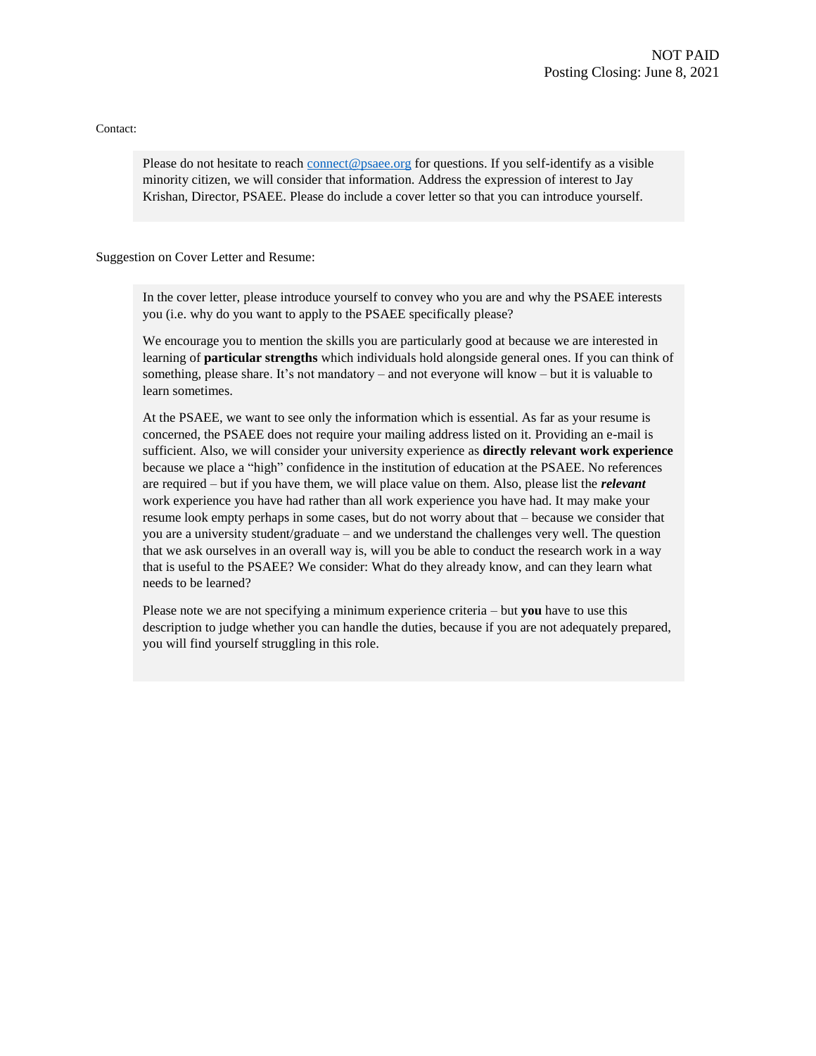NOT PAID
Posting Closing: June 8, 2021

Contact:

> Please do not hesitate to reach [connect@psaee.org](mailto:connect@psaee.org) for questions. If you self-identify as a visible minority citizen, we will consider that information. Address the expression of interest to Jay Krishan, Director, PSAEE. Please do include a cover letter so that you can introduce yourself.

Suggestion on Cover Letter and Resume:

> In the cover letter, please introduce yourself to convey who you are and why the PSAEE interests you (i.e. why do you want to apply to the PSAEE specifically please?
>
> We encourage you to mention the skills you are particularly good at because we are interested in learning of **particular strengths** which individuals hold alongside general ones. If you can think of something, please share. It's not mandatory – and not everyone will know – but it is valuable to learn sometimes.
>
> At the PSAEE, we want to see only the information which is essential. As far as your resume is concerned, the PSAEE does not require your mailing address listed on it. Providing an e-mail is sufficient. Also, we will consider your university experience as **directly relevant work experience** because we place a "high" confidence in the institution of education at the PSAEE. No references are required – but if you have them, we will place value on them. Also, please list the ***relevant*** work experience you have had rather than all work experience you have had. It may make your resume look empty perhaps in some cases, but do not worry about that – because we consider that you are a university student/graduate – and we understand the challenges very well. The question that we ask ourselves in an overall way is, will you be able to conduct the research work in a way that is useful to the PSAEE? We consider: What do they already know, and can they learn what needs to be learned?
>
> Please note we are not specifying a minimum experience criteria – but **you** have to use this description to judge whether you can handle the duties, because if you are not adequately prepared, you will find yourself struggling in this role.